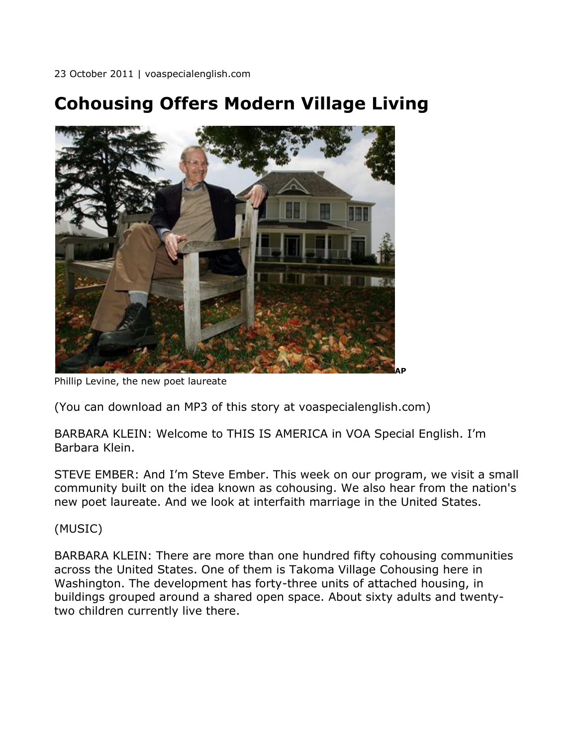23 October 2011 | voaspecialenglish.com

# Cohousing Offers Modern Village Living

AP

Phillip Levine, the new poet laureate

(You can download an MP3 of this story at voaspecialenglish.com)

BARBARA KLEIN: Welcome to THIS IS AMERICA in VOA Special English. I'm Barbara Klein.

STEVE EMBER: And I'm Steve Ember. This week on our program, we visit a small community built on the idea known as cohousing. We also hear from the nation's new poet laureate. And we look at interfaith marriage in the United States.

(MUSIC)

BARBARA KLEIN: There are more than one hundred fifty cohousing communities across the United States. One of them is Takoma Village Cohousing here in Washington. The development has forty-three units of attached housing, in buildings grouped around a shared open space. About sixty adults and twenty-two children currently live there.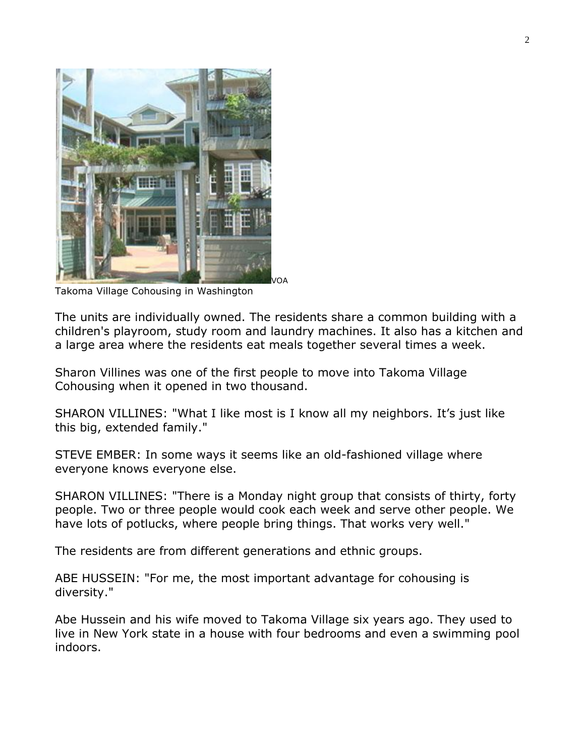VOA

Takoma Village Cohousing in Washington

The units are individually owned. The residents share a common building with a children's playroom, study room and laundry machines. It also has a kitchen and a large area where the residents eat meals together several times a week.

Sharon Villines was one of the first people to move into Takoma Village Cohousing when it opened in two thousand.

SHARON VILLINES: "What I like most is I know all my neighbors. It's just like this big, extended family."

STEVE EMBER: In some ways it seems like an old-fashioned village where everyone knows everyone else.

SHARON VILLINES: "There is a Monday night group that consists of thirty, forty people. Two or three people would cook each week and serve other people. We have lots of potlucks, where people bring things. That works very well."

The residents are from different generations and ethnic groups.

ABE HUSSEIN: "For me, the most important advantage for cohousing is diversity."

Abe Hussein and his wife moved to Takoma Village six years ago. They used to live in New York state in a house with four bedrooms and even a swimming pool indoors.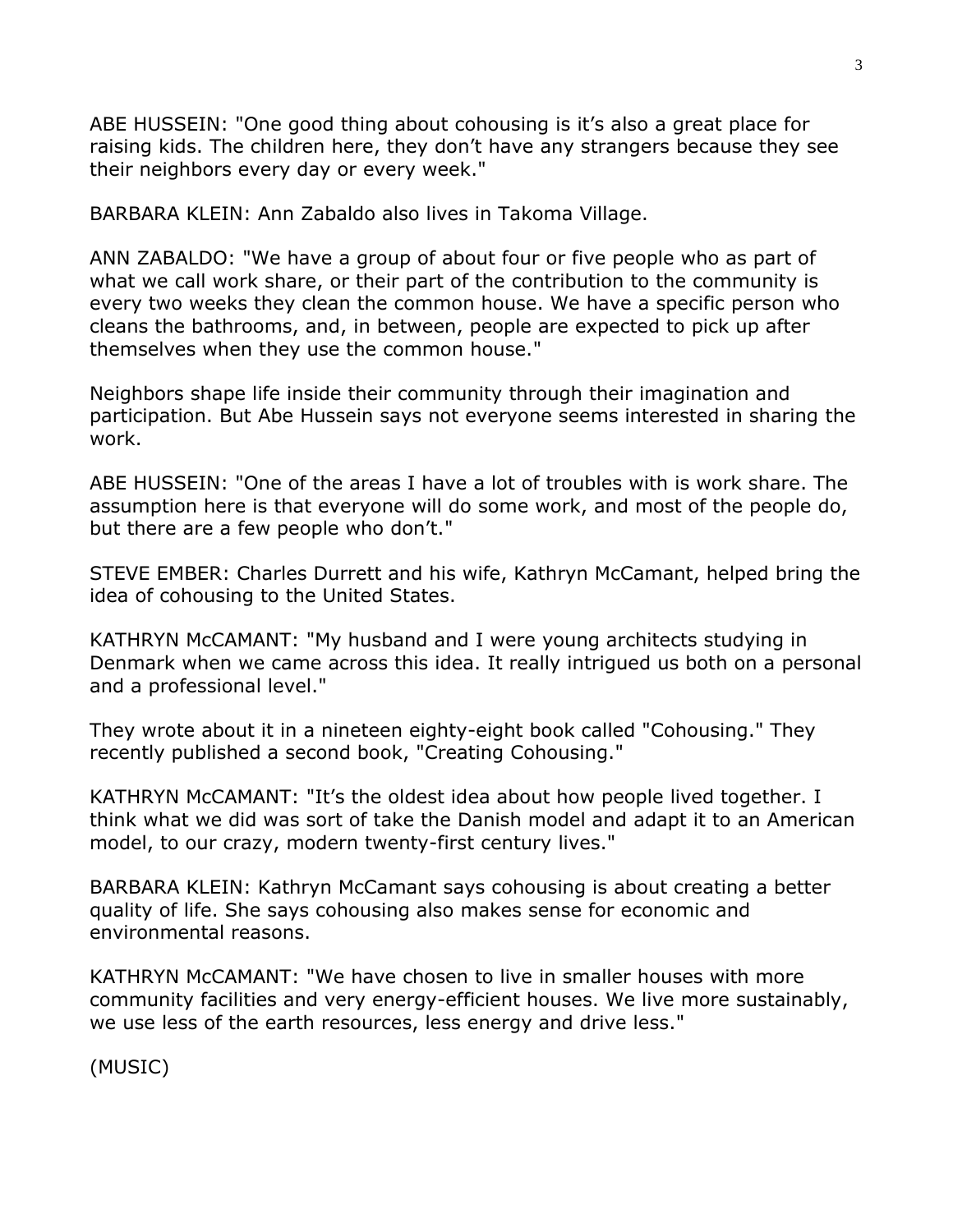ABE HUSSEIN: "One good thing about cohousing is it’s also a great place for raising kids. The children here, they don’t have any strangers because they see their neighbors every day or every week."

BARBARA KLEIN: Ann Zabaldo also lives in Takoma Village.

ANN ZABALDO: "We have a group of about four or five people who as part of what we call work share, or their part of the contribution to the community is every two weeks they clean the common house. We have a specific person who cleans the bathrooms, and, in between, people are expected to pick up after themselves when they use the common house."

Neighbors shape life inside their community through their imagination and participation. But Abe Hussein says not everyone seems interested in sharing the work.

ABE HUSSEIN: "One of the areas I have a lot of troubles with is work share. The assumption here is that everyone will do some work, and most of the people do, but there are a few people who don’t."

STEVE EMBER: Charles Durrett and his wife, Kathryn McCamant, helped bring the idea of cohousing to the United States.

KATHRYN McCAMANT: "My husband and I were young architects studying in Denmark when we came across this idea. It really intrigued us both on a personal and a professional level."

They wrote about it in a nineteen eighty-eight book called "Cohousing." They recently published a second book, "Creating Cohousing."

KATHRYN McCAMANT: "It’s the oldest idea about how people lived together. I think what we did was sort of take the Danish model and adapt it to an American model, to our crazy, modern twenty-first century lives."

BARBARA KLEIN: Kathryn McCamant says cohousing is about creating a better quality of life. She says cohousing also makes sense for economic and environmental reasons.

KATHRYN McCAMANT: "We have chosen to live in smaller houses with more community facilities and very energy-efficient houses. We live more sustainably, we use less of the earth resources, less energy and drive less."

(MUSIC)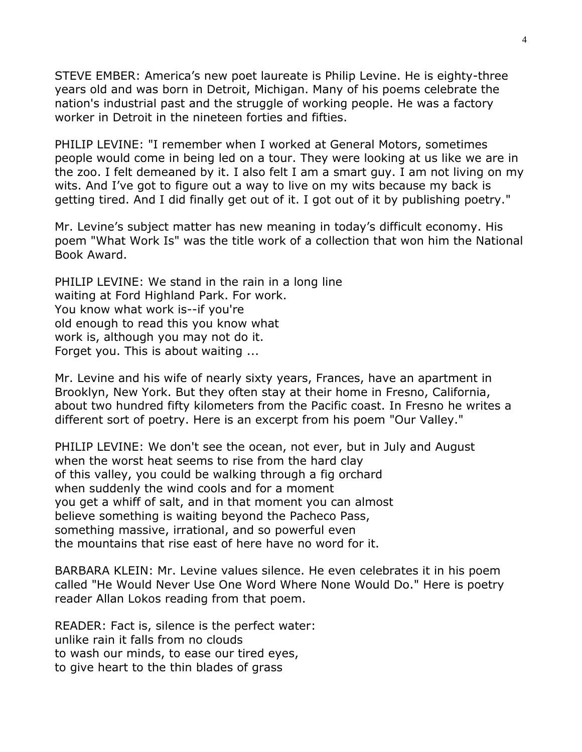STEVE EMBER: America's new poet laureate is Philip Levine. He is eighty-three years old and was born in Detroit, Michigan. Many of his poems celebrate the nation's industrial past and the struggle of working people. He was a factory worker in Detroit in the nineteen forties and fifties.

PHILIP LEVINE: "I remember when I worked at General Motors, sometimes people would come in being led on a tour. They were looking at us like we are in the zoo. I felt demeaned by it. I also felt I am a smart guy. I am not living on my wits. And I've got to figure out a way to live on my wits because my back is getting tired. And I did finally get out of it. I got out of it by publishing poetry."

Mr. Levine's subject matter has new meaning in today's difficult economy. His poem "What Work Is" was the title work of a collection that won him the National Book Award.

PHILIP LEVINE: We stand in the rain in a long line  
waiting at Ford Highland Park. For work.  
You know what work is--if you're  
old enough to read this you know what  
work is, although you may not do it.  
Forget you. This is about waiting ...

Mr. Levine and his wife of nearly sixty years, Frances, have an apartment in Brooklyn, New York. But they often stay at their home in Fresno, California, about two hundred fifty kilometers from the Pacific coast. In Fresno he writes a different sort of poetry. Here is an excerpt from his poem "Our Valley."

PHILIP LEVINE: We don't see the ocean, not ever, but in July and August  
when the worst heat seems to rise from the hard clay  
of this valley, you could be walking through a fig orchard  
when suddenly the wind cools and for a moment  
you get a whiff of salt, and in that moment you can almost  
believe something is waiting beyond the Pacheco Pass,  
something massive, irrational, and so powerful even  
the mountains that rise east of here have no word for it.

BARBARA KLEIN: Mr. Levine values silence. He even celebrates it in his poem called "He Would Never Use One Word Where None Would Do." Here is poetry reader Allan Lokos reading from that poem.

READER: Fact is, silence is the perfect water:  
unlike rain it falls from no clouds  
to wash our minds, to ease our tired eyes,  
to give heart to the thin blades of grass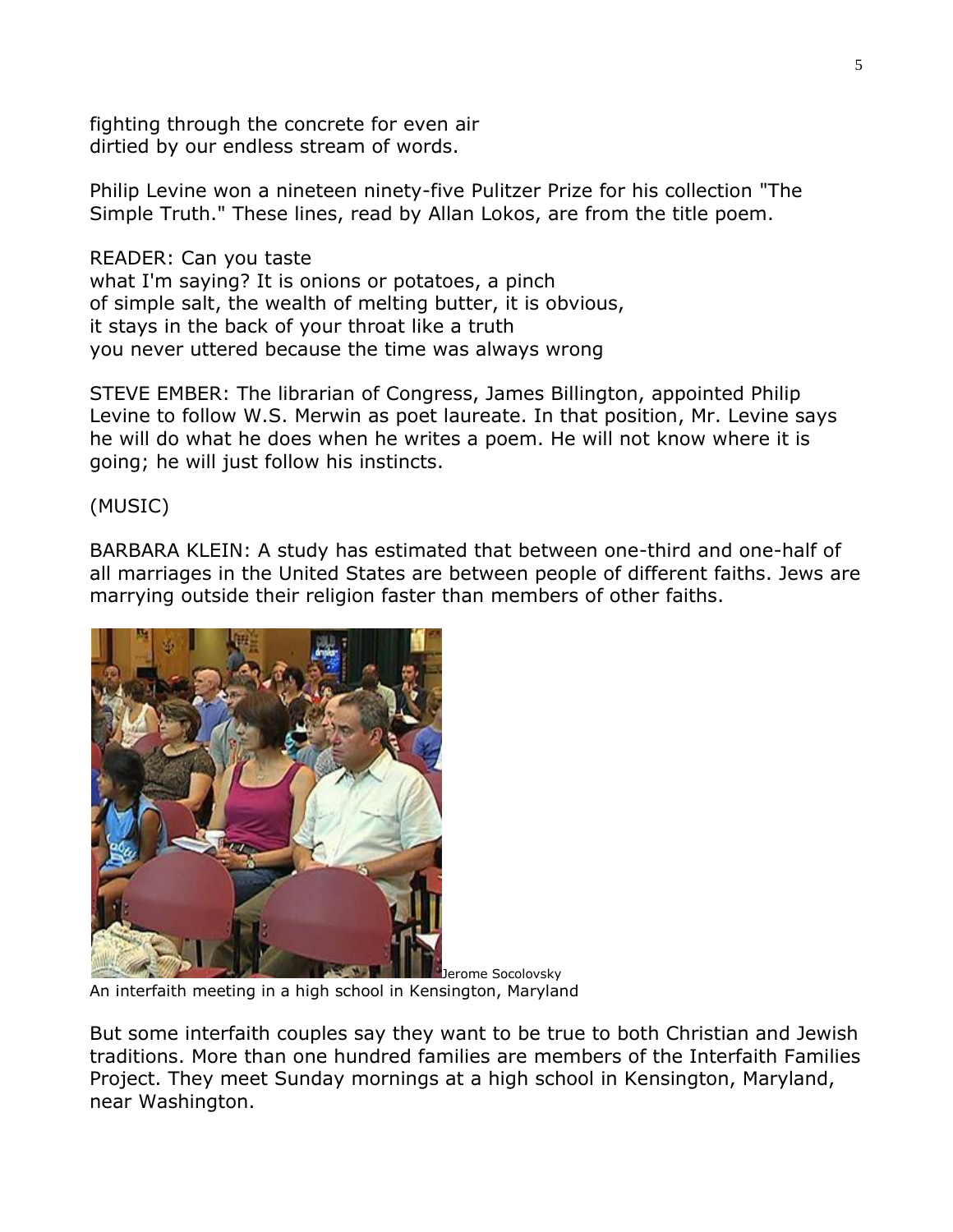fighting through the concrete for even air
dirtied by our endless stream of words.

Philip Levine won a nineteen ninety-five Pulitzer Prize for his collection "The Simple Truth." These lines, read by Allan Lokos, are from the title poem.

READER: Can you taste
what I'm saying? It is onions or potatoes, a pinch
of simple salt, the wealth of melting butter, it is obvious,
it stays in the back of your throat like a truth
you never uttered because the time was always wrong

STEVE EMBER: The librarian of Congress, James Billington, appointed Philip Levine to follow W.S. Merwin as poet laureate. In that position, Mr. Levine says he will do what he does when he writes a poem. He will not know where it is going; he will just follow his instincts.

(MUSIC)

BARBARA KLEIN: A study has estimated that between one-third and one-half of all marriages in the United States are between people of different faiths. Jews are marrying outside their religion faster than members of other faiths.

Jerome Socolovsky
An interfaith meeting in a high school in Kensington, Maryland

But some interfaith couples say they want to be true to both Christian and Jewish traditions. More than one hundred families are members of the Interfaith Families Project. They meet Sunday mornings at a high school in Kensington, Maryland, near Washington.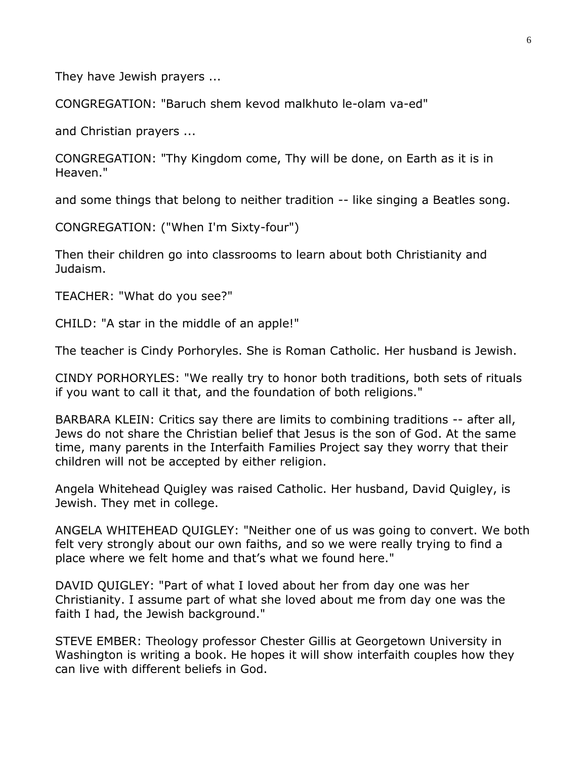They have Jewish prayers ...

CONGREGATION: "Baruch shem kevod malkhuto le-olam va-ed"

and Christian prayers ...

CONGREGATION: "Thy Kingdom come, Thy will be done, on Earth as it is in Heaven."

and some things that belong to neither tradition -- like singing a Beatles song.

CONGREGATION: ("When I'm Sixty-four")

Then their children go into classrooms to learn about both Christianity and Judaism.

TEACHER: "What do you see?"

CHILD: "A star in the middle of an apple!"

The teacher is Cindy Porhoryles. She is Roman Catholic. Her husband is Jewish.

CINDY PORHORYLES: "We really try to honor both traditions, both sets of rituals if you want to call it that, and the foundation of both religions."

BARBARA KLEIN: Critics say there are limits to combining traditions -- after all, Jews do not share the Christian belief that Jesus is the son of God. At the same time, many parents in the Interfaith Families Project say they worry that their children will not be accepted by either religion.

Angela Whitehead Quigley was raised Catholic. Her husband, David Quigley, is Jewish. They met in college.

ANGELA WHITEHEAD QUIGLEY: "Neither one of us was going to convert. We both felt very strongly about our own faiths, and so we were really trying to find a place where we felt home and that's what we found here."

DAVID QUIGLEY: "Part of what I loved about her from day one was her Christianity. I assume part of what she loved about me from day one was the faith I had, the Jewish background."

STEVE EMBER: Theology professor Chester Gillis at Georgetown University in Washington is writing a book. He hopes it will show interfaith couples how they can live with different beliefs in God.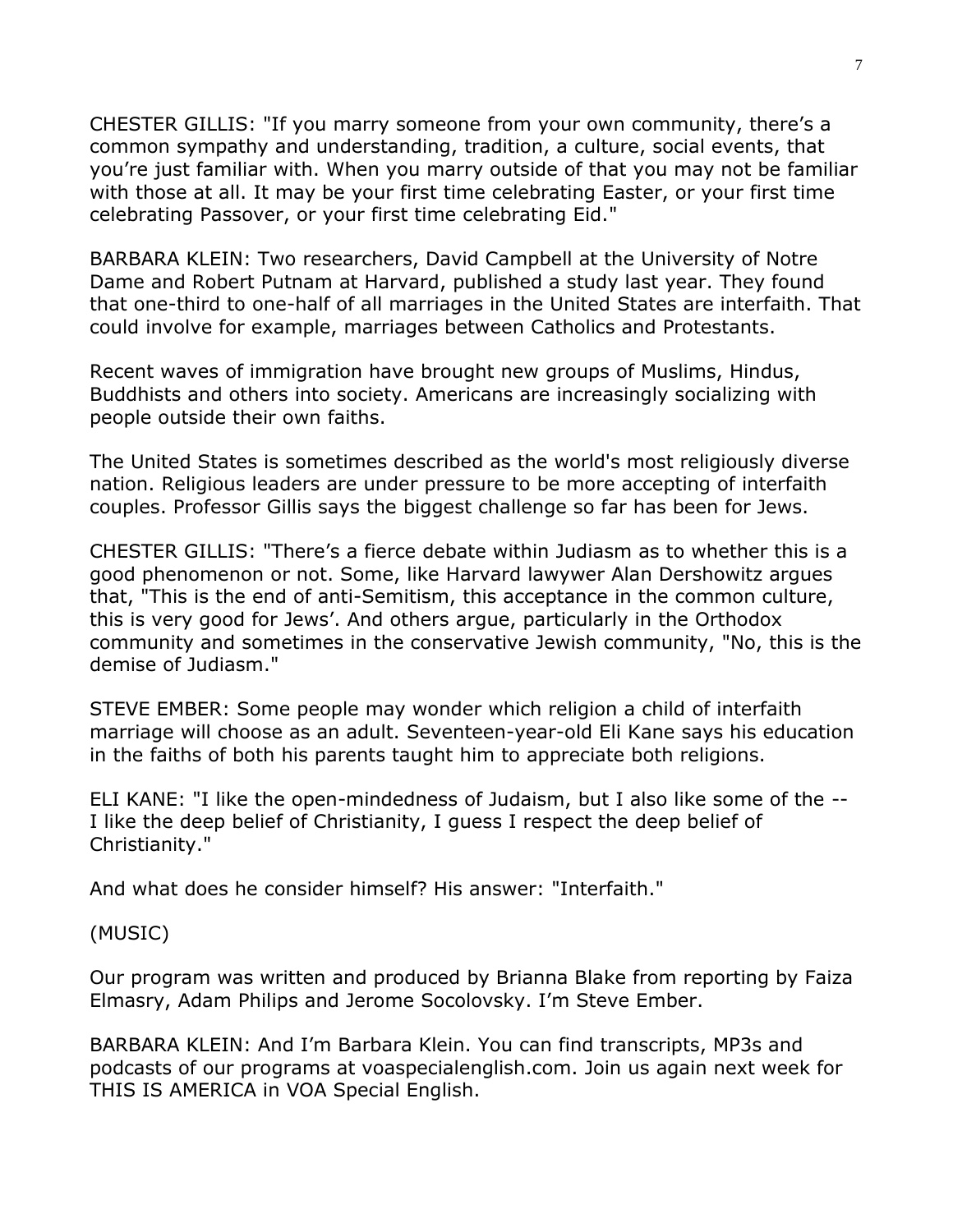CHESTER GILLIS: "If you marry someone from your own community, there's a common sympathy and understanding, tradition, a culture, social events, that you're just familiar with. When you marry outside of that you may not be familiar with those at all. It may be your first time celebrating Easter, or your first time celebrating Passover, or your first time celebrating Eid."

BARBARA KLEIN: Two researchers, David Campbell at the University of Notre Dame and Robert Putnam at Harvard, published a study last year. They found that one-third to one-half of all marriages in the United States are interfaith. That could involve for example, marriages between Catholics and Protestants.

Recent waves of immigration have brought new groups of Muslims, Hindus, Buddhists and others into society. Americans are increasingly socializing with people outside their own faiths.

The United States is sometimes described as the world's most religiously diverse nation. Religious leaders are under pressure to be more accepting of interfaith couples. Professor Gillis says the biggest challenge so far has been for Jews.

CHESTER GILLIS: "There's a fierce debate within Judaism as to whether this is a good phenomenon or not. Some, like Harvard lawywer Alan Dershowitz argues that, "This is the end of anti-Semitism, this acceptance in the common culture, this is very good for Jews'. And others argue, particularly in the Orthodox community and sometimes in the conservative Jewish community, "No, this is the demise of Judaism."

STEVE EMBER: Some people may wonder which religion a child of interfaith marriage will choose as an adult. Seventeen-year-old Eli Kane says his education in the faiths of both his parents taught him to appreciate both religions.

ELI KANE: "I like the open-mindedness of Judaism, but I also like some of the -- I like the deep belief of Christianity, I guess I respect the deep belief of Christianity."

And what does he consider himself? His answer: "Interfaith."

(MUSIC)

Our program was written and produced by Brianna Blake from reporting by Faiza Elmasry, Adam Philips and Jerome Socolovsky. I'm Steve Ember.

BARBARA KLEIN: And I'm Barbara Klein. You can find transcripts, MP3s and podcasts of our programs at voaspecialenglish.com. Join us again next week for THIS IS AMERICA in VOA Special English.